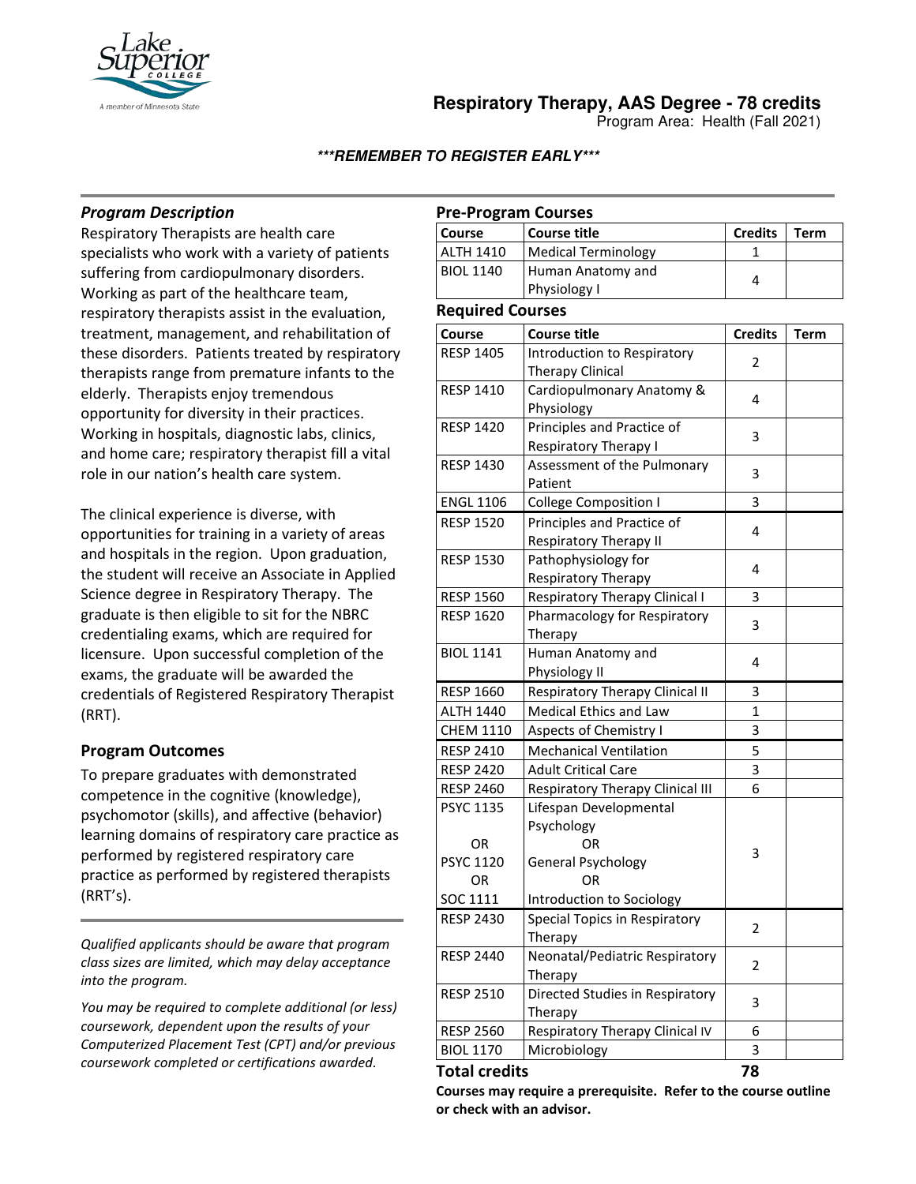# Respiratory Therapy, AAS Degree - 78 credits

Program Area: Health (Fall 2021)

***REMEMBER TO REGISTER EARLY***

## Program Description

Respiratory Therapists are health care specialists who work with a variety of patients suffering from cardiopulmonary disorders. Working as part of the healthcare team, respiratory therapists assist in the evaluation, treatment, management, and rehabilitation of these disorders. Patients treated by respiratory therapists range from premature infants to the elderly. Therapists enjoy tremendous opportunity for diversity in their practices. Working in hospitals, diagnostic labs, clinics, and home care; respiratory therapist fill a vital role in our nation's health care system.

The clinical experience is diverse, with opportunities for training in a variety of areas and hospitals in the region. Upon graduation, the student will receive an Associate in Applied Science degree in Respiratory Therapy. The graduate is then eligible to sit for the NBRC credentialing exams, which are required for licensure. Upon successful completion of the exams, the graduate will be awarded the credentials of Registered Respiratory Therapist (RRT).

## Program Outcomes

To prepare graduates with demonstrated competence in the cognitive (knowledge), psychomotor (skills), and affective (behavior) learning domains of respiratory care practice as performed by registered respiratory care practice as performed by registered therapists (RRT's).

*Qualified applicants should be aware that program class sizes are limited, which may delay acceptance into the program.*

*You may be required to complete additional (or less) coursework, dependent upon the results of your Computerized Placement Test (CPT) and/or previous coursework completed or certifications awarded.*

## Pre-Program Courses

| Course | Course title | Credits | Term |
|---|---|---|---|
| ALTH 1410 | Medical Terminology | 1 | |
| BIOL 1140 | Human Anatomy and Physiology I | 4 | |

## Required Courses

| Course | Course title | Credits | Term |
|---|---|---|---|
| RESP 1405 | Introduction to Respiratory Therapy Clinical | 2 | |
| RESP 1410 | Cardiopulmonary Anatomy & Physiology | 4 | |
| RESP 1420 | Principles and Practice of Respiratory Therapy I | 3 | |
| RESP 1430 | Assessment of the Pulmonary Patient | 3 | |
| ENGL 1106 | College Composition I | 3 | |
| RESP 1520 | Principles and Practice of Respiratory Therapy II | 4 | |
| RESP 1530 | Pathophysiology for Respiratory Therapy | 4 | |
| RESP 1560 | Respiratory Therapy Clinical I | 3 | |
| RESP 1620 | Pharmacology for Respiratory Therapy | 3 | |
| BIOL 1141 | Human Anatomy and Physiology II | 4 | |
| RESP 1660 | Respiratory Therapy Clinical II | 3 | |
| ALTH 1440 | Medical Ethics and Law | 1 | |
| CHEM 1110 | Aspects of Chemistry I | 3 | |
| RESP 2410 | Mechanical Ventilation | 5 | |
| RESP 2420 | Adult Critical Care | 3 | |
| RESP 2460 | Respiratory Therapy Clinical III | 6 | |
| PSYC 1135 OR PSYC 1120 OR SOC 1111 | Lifespan Developmental Psychology OR General Psychology OR Introduction to Sociology | 3 | |
| RESP 2430 | Special Topics in Respiratory Therapy | 2 | |
| RESP 2440 | Neonatal/Pediatric Respiratory Therapy | 2 | |
| RESP 2510 | Directed Studies in Respiratory Therapy | 3 | |
| RESP 2560 | Respiratory Therapy Clinical IV | 6 | |
| BIOL 1170 | Microbiology | 3 | |
| **Total credits** | | **78** | |

**Courses may require a prerequisite. Refer to the course outline or check with an advisor.**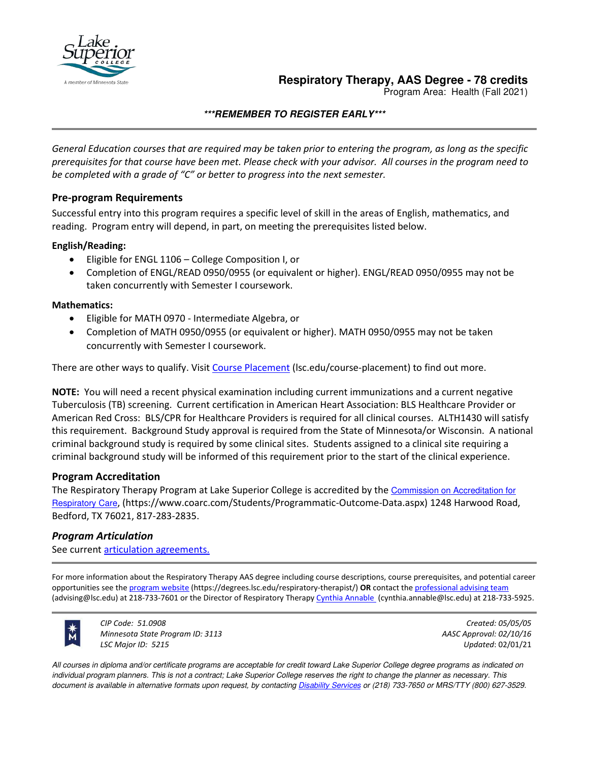# Respiratory Therapy, AAS Degree - 78 credits

Program Area: Health (Fall 2021)

***\*\*\*REMEMBER TO REGISTER EARLY\*\*\****

*General Education courses that are required may be taken prior to entering the program, as long as the specific prerequisites for that course have been met. Please check with your advisor. All courses in the program need to be completed with a grade of "C" or better to progress into the next semester.*

## Pre-program Requirements

Successful entry into this program requires a specific level of skill in the areas of English, mathematics, and reading. Program entry will depend, in part, on meeting the prerequisites listed below.

**English/Reading:**

- Eligible for ENGL 1106 – College Composition I, or
- Completion of ENGL/READ 0950/0955 (or equivalent or higher). ENGL/READ 0950/0955 may not be taken concurrently with Semester I coursework.

**Mathematics:**

- Eligible for MATH 0970 - Intermediate Algebra, or
- Completion of MATH 0950/0955 (or equivalent or higher). MATH 0950/0955 may not be taken concurrently with Semester I coursework.

There are other ways to qualify. Visit Course Placement (lsc.edu/course-placement) to find out more.

**NOTE:** You will need a recent physical examination including current immunizations and a current negative Tuberculosis (TB) screening. Current certification in American Heart Association: BLS Healthcare Provider or American Red Cross: BLS/CPR for Healthcare Providers is required for all clinical courses. ALTH1430 will satisfy this requirement. Background Study approval is required from the State of Minnesota/or Wisconsin. A national criminal background study is required by some clinical sites. Students assigned to a clinical site requiring a criminal background study will be informed of this requirement prior to the start of the clinical experience.

## Program Accreditation

The Respiratory Therapy Program at Lake Superior College is accredited by the Commission on Accreditation for Respiratory Care, (https://www.coarc.com/Students/Programmatic-Outcome-Data.aspx) 1248 Harwood Road, Bedford, TX 76021, 817-283-2835.

## *Program Articulation*

See current articulation agreements.

For more information about the Respiratory Therapy AAS degree including course descriptions, course prerequisites, and potential career opportunities see the program website (https://degrees.lsc.edu/respiratory-therapist/) **OR** contact the professional advising team (advising@lsc.edu) at 218-733-7601 or the Director of Respiratory Therapy Cynthia Annable (cynthia.annable@lsc.edu) at 218-733-5925.

*CIP Code: 51.0908*
*Minnesota State Program ID: 3113*
*LSC Major ID: 5215*

*Created: 05/05/05*
*AASC Approval: 02/10/16*
*Updated*: 02/01/21

*All courses in diploma and/or certificate programs are acceptable for credit toward Lake Superior College degree programs as indicated on individual program planners. This is not a contract; Lake Superior College reserves the right to change the planner as necessary. This document is available in alternative formats upon request, by contacting Disability Services or (218) 733-7650 or MRS/TTY (800) 627-3529.*